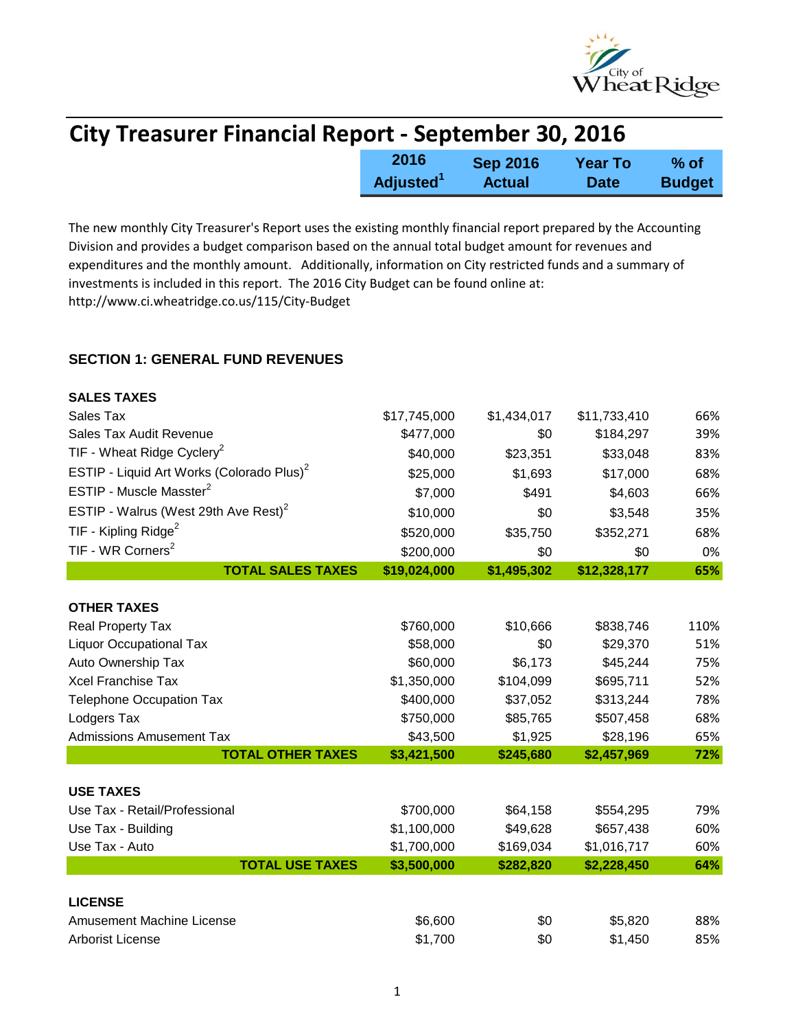# City Treasurer Financial Report - September 30, 2016

The new monthly City Treasurer's Report uses the existing monthly financial report prepared by the Accounting Division and provides a budget comparison based on the annual total budget amount for revenues and expenditures and the monthly amount. Additionally, information on City restricted funds and a summary of investments is included in this report. The 2016 City Budget can be found online at: http://www.ci.wheatridge.co.us/115/City-Budget

## SECTION 1: GENERAL FUND REVENUES

| | 2016 Adjusted[1] | Sep 2016 Actual | Year To Date | % of Budget |
|---|---|---|---|---|
| **SALES TAXES** | | | | |
| Sales Tax | $17,745,000 | $1,434,017 | $11,733,410 | 66% |
| Sales Tax Audit Revenue | $477,000 | $0 | $184,297 | 39% |
| TIF - Wheat Ridge Cyclery[2] | $40,000 | $23,351 | $33,048 | 83% |
| ESTIP - Liquid Art Works (Colorado Plus)[2] | $25,000 | $1,693 | $17,000 | 68% |
| ESTIP - Muscle Masster[2] | $7,000 | $491 | $4,603 | 66% |
| ESTIP - Walrus (West 29th Ave Rest)[2] | $10,000 | $0 | $3,548 | 35% |
| TIF - Kipling Ridge[2] | $520,000 | $35,750 | $352,271 | 68% |
| TIF - WR Corners[2] | $200,000 | $0 | $0 | 0% |
| **TOTAL SALES TAXES** | **$19,024,000** | **$1,495,302** | **$12,328,177** | **65%** |
| **OTHER TAXES** | | | | |
| Real Property Tax | $760,000 | $10,666 | $838,746 | 110% |
| Liquor Occupational Tax | $58,000 | $0 | $29,370 | 51% |
| Auto Ownership Tax | $60,000 | $6,173 | $45,244 | 75% |
| Xcel Franchise Tax | $1,350,000 | $104,099 | $695,711 | 52% |
| Telephone Occupation Tax | $400,000 | $37,052 | $313,244 | 78% |
| Lodgers Tax | $750,000 | $85,765 | $507,458 | 68% |
| Admissions Amusement Tax | $43,500 | $1,925 | $28,196 | 65% |
| **TOTAL OTHER TAXES** | **$3,421,500** | **$245,680** | **$2,457,969** | **72%** |
| **USE TAXES** | | | | |
| Use Tax - Retail/Professional | $700,000 | $64,158 | $554,295 | 79% |
| Use Tax - Building | $1,100,000 | $49,628 | $657,438 | 60% |
| Use Tax - Auto | $1,700,000 | $169,034 | $1,016,717 | 60% |
| **TOTAL USE TAXES** | **$3,500,000** | **$282,820** | **$2,228,450** | **64%** |
| **LICENSE** | | | | |
| Amusement Machine License | $6,600 | $0 | $5,820 | 88% |
| Arborist License | $1,700 | $0 | $1,450 | 85% |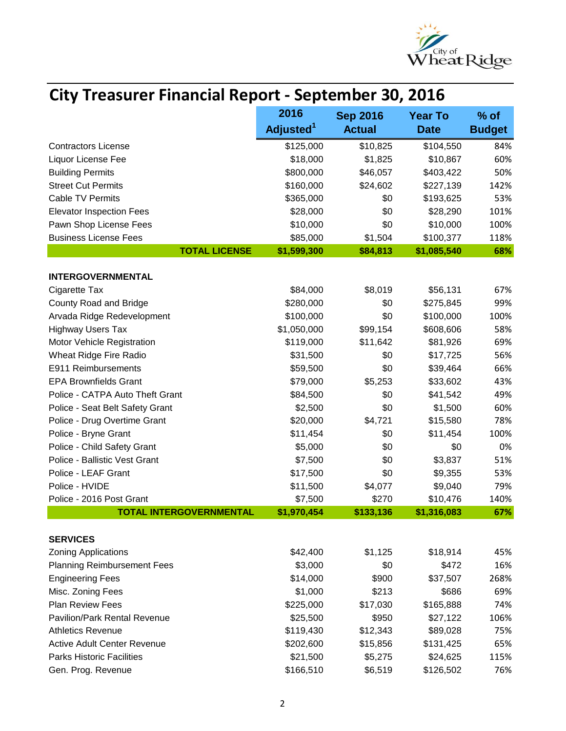# City Treasurer Financial Report - September 30, 2016

| | 2016 Adjusted[1] | Sep 2016 Actual | Year To Date | % of Budget |
|---|---|---|---|---|
| Contractors License | $125,000 | $10,825 | $104,550 | 84% |
| Liquor License Fee | $18,000 | $1,825 | $10,867 | 60% |
| Building Permits | $800,000 | $46,057 | $403,422 | 50% |
| Street Cut Permits | $160,000 | $24,602 | $227,139 | 142% |
| Cable TV Permits | $365,000 | $0 | $193,625 | 53% |
| Elevator Inspection Fees | $28,000 | $0 | $28,290 | 101% |
| Pawn Shop License Fees | $10,000 | $0 | $10,000 | 100% |
| Business License Fees | $85,000 | $1,504 | $100,377 | 118% |
| **TOTAL LICENSE** | **$1,599,300** | **$84,813** | **$1,085,540** | **68%** |
| | | | | |
| **INTERGOVERNMENTAL** | | | | |
| Cigarette Tax | $84,000 | $8,019 | $56,131 | 67% |
| County Road and Bridge | $280,000 | $0 | $275,845 | 99% |
| Arvada Ridge Redevelopment | $100,000 | $0 | $100,000 | 100% |
| Highway Users Tax | $1,050,000 | $99,154 | $608,606 | 58% |
| Motor Vehicle Registration | $119,000 | $11,642 | $81,926 | 69% |
| Wheat Ridge Fire Radio | $31,500 | $0 | $17,725 | 56% |
| E911 Reimbursements | $59,500 | $0 | $39,464 | 66% |
| EPA Brownfields Grant | $79,000 | $5,253 | $33,602 | 43% |
| Police - CATPA Auto Theft Grant | $84,500 | $0 | $41,542 | 49% |
| Police - Seat Belt Safety Grant | $2,500 | $0 | $1,500 | 60% |
| Police - Drug Overtime Grant | $20,000 | $4,721 | $15,580 | 78% |
| Police - Bryne Grant | $11,454 | $0 | $11,454 | 100% |
| Police - Child Safety Grant | $5,000 | $0 | $0 | 0% |
| Police - Ballistic Vest Grant | $7,500 | $0 | $3,837 | 51% |
| Police - LEAF Grant | $17,500 | $0 | $9,355 | 53% |
| Police - HVIDE | $11,500 | $4,077 | $9,040 | 79% |
| Police - 2016 Post Grant | $7,500 | $270 | $10,476 | 140% |
| **TOTAL INTERGOVERNMENTAL** | **$1,970,454** | **$133,136** | **$1,316,083** | **67%** |
| | | | | |
| **SERVICES** | | | | |
| Zoning Applications | $42,400 | $1,125 | $18,914 | 45% |
| Planning Reimbursement Fees | $3,000 | $0 | $472 | 16% |
| Engineering Fees | $14,000 | $900 | $37,507 | 268% |
| Misc. Zoning Fees | $1,000 | $213 | $686 | 69% |
| Plan Review Fees | $225,000 | $17,030 | $165,888 | 74% |
| Pavilion/Park Rental Revenue | $25,500 | $950 | $27,122 | 106% |
| Athletics Revenue | $119,430 | $12,343 | $89,028 | 75% |
| Active Adult Center Revenue | $202,600 | $15,856 | $131,425 | 65% |
| Parks Historic Facilities | $21,500 | $5,275 | $24,625 | 115% |
| Gen. Prog. Revenue | $166,510 | $6,519 | $126,502 | 76% |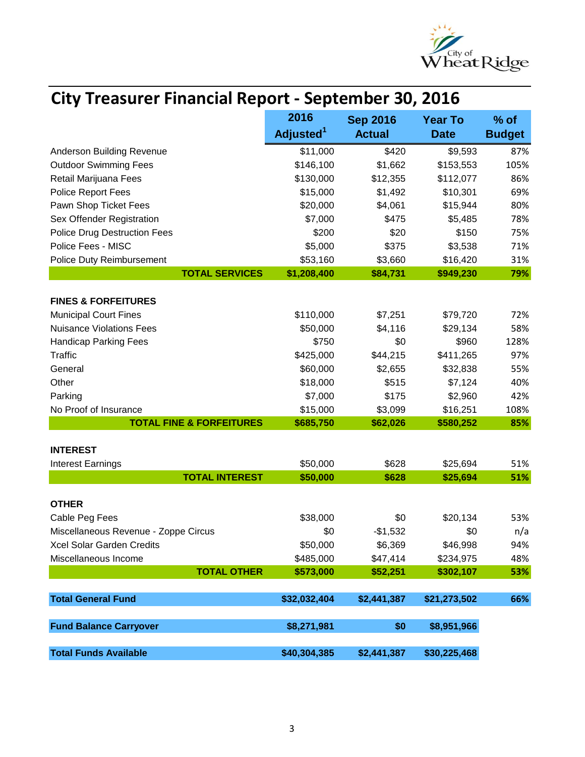# City Treasurer Financial Report - September 30, 2016

| | 2016 Adjusted[1] | Sep 2016 Actual | Year To Date | % of Budget |
|---|---|---|---|---|
| Anderson Building Revenue | $11,000 | $420 | $9,593 | 87% |
| Outdoor Swimming Fees | $146,100 | $1,662 | $153,553 | 105% |
| Retail Marijuana Fees | $130,000 | $12,355 | $112,077 | 86% |
| Police Report Fees | $15,000 | $1,492 | $10,301 | 69% |
| Pawn Shop Ticket Fees | $20,000 | $4,061 | $15,944 | 80% |
| Sex Offender Registration | $7,000 | $475 | $5,485 | 78% |
| Police Drug Destruction Fees | $200 | $20 | $150 | 75% |
| Police Fees - MISC | $5,000 | $375 | $3,538 | 71% |
| Police Duty Reimbursement | $53,160 | $3,660 | $16,420 | 31% |
| **TOTAL SERVICES** | **$1,208,400** | **$84,731** | **$949,230** | **79%** |
| | | | | |
| **FINES & FORFEITURES** | | | | |
| Municipal Court Fines | $110,000 | $7,251 | $79,720 | 72% |
| Nuisance Violations Fees | $50,000 | $4,116 | $29,134 | 58% |
| Handicap Parking Fees | $750 | $0 | $960 | 128% |
| Traffic | $425,000 | $44,215 | $411,265 | 97% |
| General | $60,000 | $2,655 | $32,838 | 55% |
| Other | $18,000 | $515 | $7,124 | 40% |
| Parking | $7,000 | $175 | $2,960 | 42% |
| No Proof of Insurance | $15,000 | $3,099 | $16,251 | 108% |
| **TOTAL FINE & FORFEITURES** | **$685,750** | **$62,026** | **$580,252** | **85%** |
| | | | | |
| **INTEREST** | | | | |
| Interest Earnings | $50,000 | $628 | $25,694 | 51% |
| **TOTAL INTEREST** | **$50,000** | **$628** | **$25,694** | **51%** |
| | | | | |
| **OTHER** | | | | |
| Cable Peg Fees | $38,000 | $0 | $20,134 | 53% |
| Miscellaneous Revenue - Zoppe Circus | $0 | -$1,532 | $0 | n/a |
| Xcel Solar Garden Credits | $50,000 | $6,369 | $46,998 | 94% |
| Miscellaneous Income | $485,000 | $47,414 | $234,975 | 48% |
| **TOTAL OTHER** | **$573,000** | **$52,251** | **$302,107** | **53%** |
| | | | | |
| **Total General Fund** | **$32,032,404** | **$2,441,387** | **$21,273,502** | **66%** |
| | | | | |
| **Fund Balance Carryover** | **$8,271,981** | **$0** | **$8,951,966** | |
| | | | | |
| **Total Funds Available** | **$40,304,385** | **$2,441,387** | **$30,225,468** | |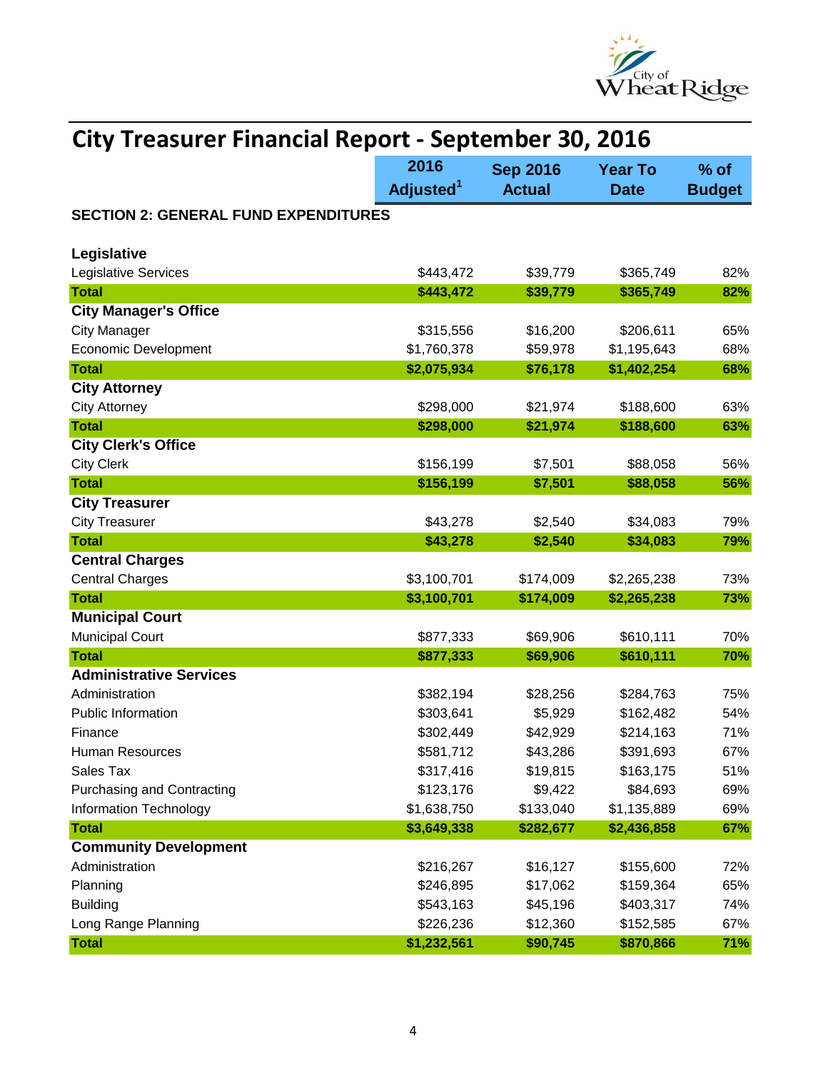# City Treasurer Financial Report - September 30, 2016

| | 2016 Adjusted[1] | Sep 2016 Actual | Year To Date | % of Budget |
|---|---|---|---|---|
| **SECTION 2: GENERAL FUND EXPENDITURES** | | | | |
| **Legislative** | | | | |
| Legislative Services | $443,472 | $39,779 | $365,749 | 82% |
| **Total** | **$443,472** | **$39,779** | **$365,749** | **82%** |
| **City Manager's Office** | | | | |
| City Manager | $315,556 | $16,200 | $206,611 | 65% |
| Economic Development | $1,760,378 | $59,978 | $1,195,643 | 68% |
| **Total** | **$2,075,934** | **$76,178** | **$1,402,254** | **68%** |
| **City Attorney** | | | | |
| City Attorney | $298,000 | $21,974 | $188,600 | 63% |
| **Total** | **$298,000** | **$21,974** | **$188,600** | **63%** |
| **City Clerk's Office** | | | | |
| City Clerk | $156,199 | $7,501 | $88,058 | 56% |
| **Total** | **$156,199** | **$7,501** | **$88,058** | **56%** |
| **City Treasurer** | | | | |
| City Treasurer | $43,278 | $2,540 | $34,083 | 79% |
| **Total** | **$43,278** | **$2,540** | **$34,083** | **79%** |
| **Central Charges** | | | | |
| Central Charges | $3,100,701 | $174,009 | $2,265,238 | 73% |
| **Total** | **$3,100,701** | **$174,009** | **$2,265,238** | **73%** |
| **Municipal Court** | | | | |
| Municipal Court | $877,333 | $69,906 | $610,111 | 70% |
| **Total** | **$877,333** | **$69,906** | **$610,111** | **70%** |
| **Administrative Services** | | | | |
| Administration | $382,194 | $28,256 | $284,763 | 75% |
| Public Information | $303,641 | $5,929 | $162,482 | 54% |
| Finance | $302,449 | $42,929 | $214,163 | 71% |
| Human Resources | $581,712 | $43,286 | $391,693 | 67% |
| Sales Tax | $317,416 | $19,815 | $163,175 | 51% |
| Purchasing and Contracting | $123,176 | $9,422 | $84,693 | 69% |
| Information Technology | $1,638,750 | $133,040 | $1,135,889 | 69% |
| **Total** | **$3,649,338** | **$282,677** | **$2,436,858** | **67%** |
| **Community Development** | | | | |
| Administration | $216,267 | $16,127 | $155,600 | 72% |
| Planning | $246,895 | $17,062 | $159,364 | 65% |
| Building | $543,163 | $45,196 | $403,317 | 74% |
| Long Range Planning | $226,236 | $12,360 | $152,585 | 67% |
| **Total** | **$1,232,561** | **$90,745** | **$870,866** | **71%** |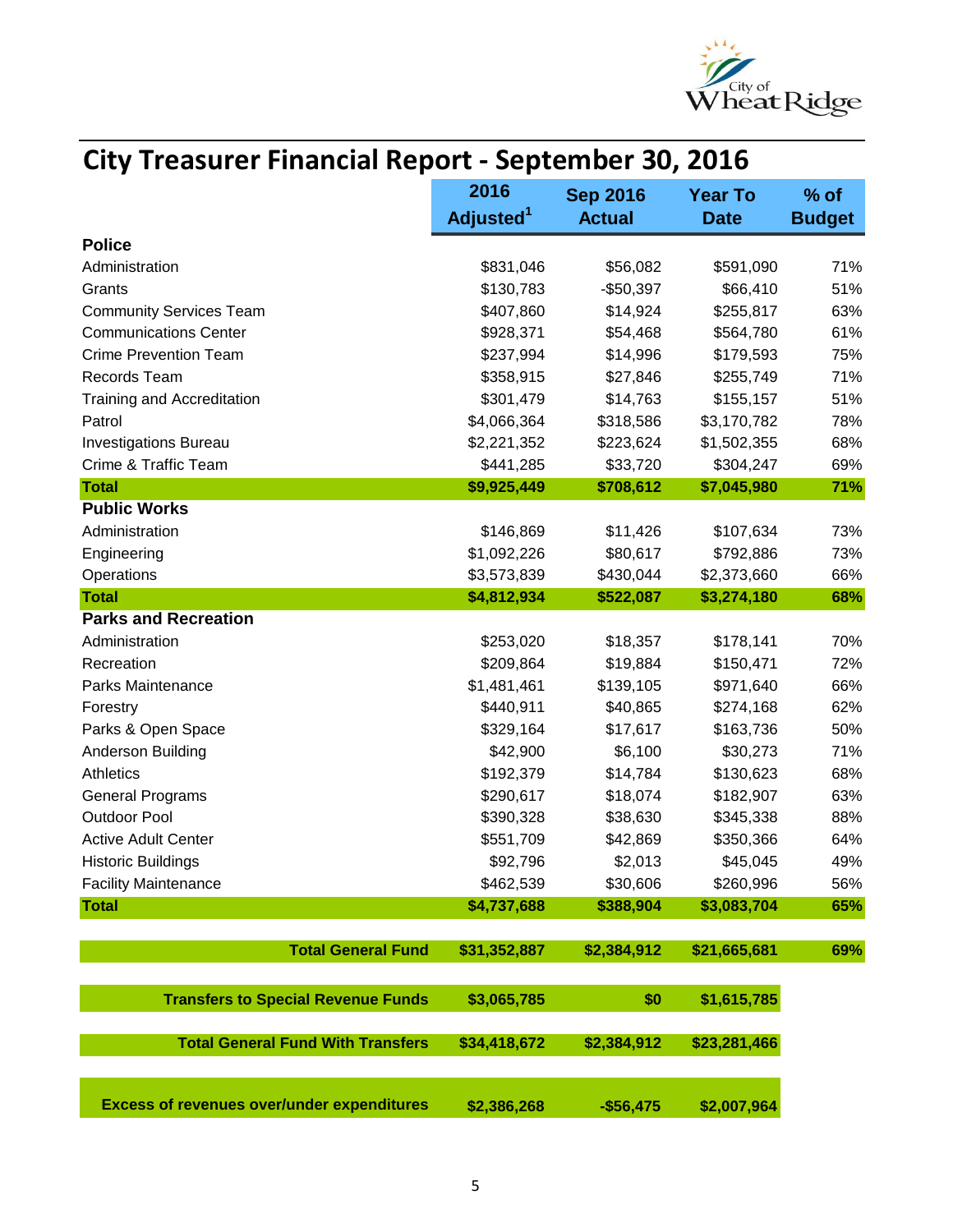# City Treasurer Financial Report - September 30, 2016

| | 2016 Adjusted[1] | Sep 2016 Actual | Year To Date | % of Budget |
|---|---|---|---|---|
| **Police** | | | | |
| Administration | $831,046 | $56,082 | $591,090 | 71% |
| Grants | $130,783 | -$50,397 | $66,410 | 51% |
| Community Services Team | $407,860 | $14,924 | $255,817 | 63% |
| Communications Center | $928,371 | $54,468 | $564,780 | 61% |
| Crime Prevention Team | $237,994 | $14,996 | $179,593 | 75% |
| Records Team | $358,915 | $27,846 | $255,749 | 71% |
| Training and Accreditation | $301,479 | $14,763 | $155,157 | 51% |
| Patrol | $4,066,364 | $318,586 | $3,170,782 | 78% |
| Investigations Bureau | $2,221,352 | $223,624 | $1,502,355 | 68% |
| Crime & Traffic Team | $441,285 | $33,720 | $304,247 | 69% |
| **Total** | **$9,925,449** | **$708,612** | **$7,045,980** | **71%** |
| **Public Works** | | | | |
| Administration | $146,869 | $11,426 | $107,634 | 73% |
| Engineering | $1,092,226 | $80,617 | $792,886 | 73% |
| Operations | $3,573,839 | $430,044 | $2,373,660 | 66% |
| **Total** | **$4,812,934** | **$522,087** | **$3,274,180** | **68%** |
| **Parks and Recreation** | | | | |
| Administration | $253,020 | $18,357 | $178,141 | 70% |
| Recreation | $209,864 | $19,884 | $150,471 | 72% |
| Parks Maintenance | $1,481,461 | $139,105 | $971,640 | 66% |
| Forestry | $440,911 | $40,865 | $274,168 | 62% |
| Parks & Open Space | $329,164 | $17,617 | $163,736 | 50% |
| Anderson Building | $42,900 | $6,100 | $30,273 | 71% |
| Athletics | $192,379 | $14,784 | $130,623 | 68% |
| General Programs | $290,617 | $18,074 | $182,907 | 63% |
| Outdoor Pool | $390,328 | $38,630 | $345,338 | 88% |
| Active Adult Center | $551,709 | $42,869 | $350,366 | 64% |
| Historic Buildings | $92,796 | $2,013 | $45,045 | 49% |
| Facility Maintenance | $462,539 | $30,606 | $260,996 | 56% |
| **Total** | **$4,737,688** | **$388,904** | **$3,083,704** | **65%** |
| **Total General Fund** | **$31,352,887** | **$2,384,912** | **$21,665,681** | **69%** |
| **Transfers to Special Revenue Funds** | **$3,065,785** | **$0** | **$1,615,785** | |
| **Total General Fund With Transfers** | **$34,418,672** | **$2,384,912** | **$23,281,466** | |
| **Excess of revenues over/under expenditures** | **$2,386,268** | **-$56,475** | **$2,007,964** | |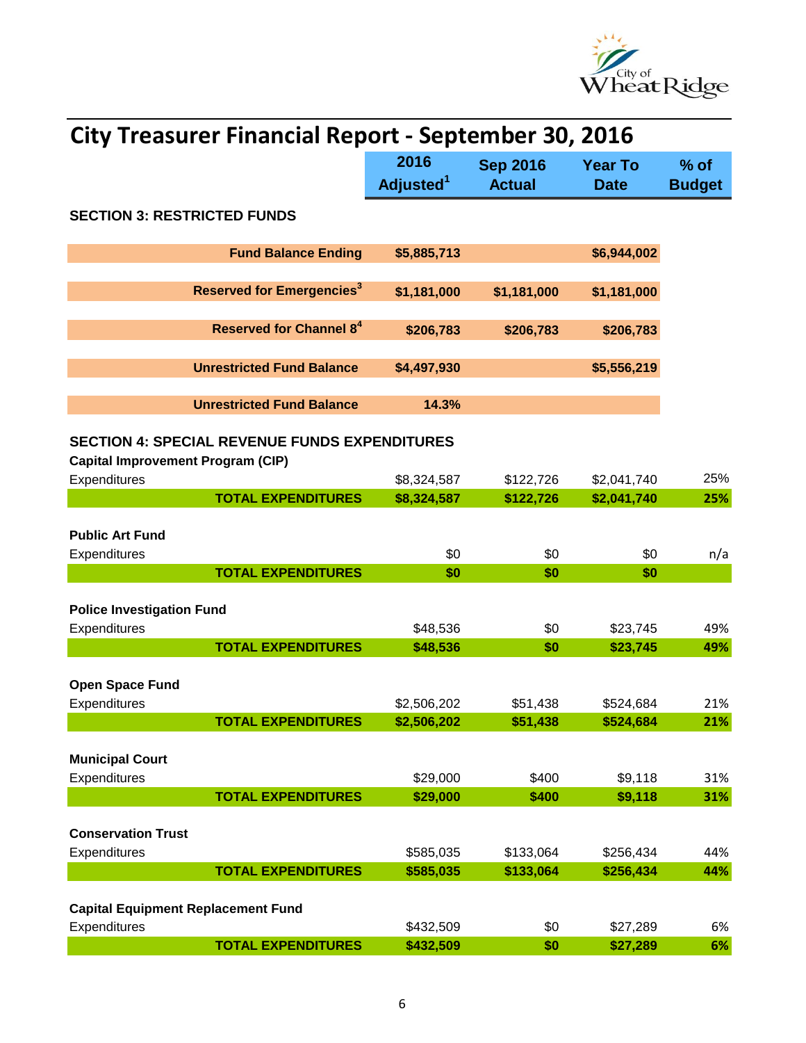# City Treasurer Financial Report - September 30, 2016

| | 2016 Adjusted[1] | Sep 2016 Actual | Year To Date | % of Budget |
|---|---|---|---|---|
| **SECTION 3: RESTRICTED FUNDS** | | | | |
| **Fund Balance Ending** | **$5,885,713** | | **$6,944,002** | |
| **Reserved for Emergencies[3]** | **$1,181,000** | **$1,181,000** | **$1,181,000** | |
| **Reserved for Channel 8[4]** | **$206,783** | **$206,783** | **$206,783** | |
| **Unrestricted Fund Balance** | **$4,497,930** | | **$5,556,219** | |
| **Unrestricted Fund Balance** | **14.3%** | | | |
| **SECTION 4: SPECIAL REVENUE FUNDS EXPENDITURES** | | | | |
| **Capital Improvement Program (CIP)** | | | | |
| Expenditures | $8,324,587 | $122,726 | $2,041,740 | 25% |
| **TOTAL EXPENDITURES** | **$8,324,587** | **$122,726** | **$2,041,740** | **25%** |
| **Public Art Fund** | | | | |
| Expenditures | $0 | $0 | $0 | n/a |
| **TOTAL EXPENDITURES** | **$0** | **$0** | **$0** | |
| **Police Investigation Fund** | | | | |
| Expenditures | $48,536 | $0 | $23,745 | 49% |
| **TOTAL EXPENDITURES** | **$48,536** | **$0** | **$23,745** | **49%** |
| **Open Space Fund** | | | | |
| Expenditures | $2,506,202 | $51,438 | $524,684 | 21% |
| **TOTAL EXPENDITURES** | **$2,506,202** | **$51,438** | **$524,684** | **21%** |
| **Municipal Court** | | | | |
| Expenditures | $29,000 | $400 | $9,118 | 31% |
| **TOTAL EXPENDITURES** | **$29,000** | **$400** | **$9,118** | **31%** |
| **Conservation Trust** | | | | |
| Expenditures | $585,035 | $133,064 | $256,434 | 44% |
| **TOTAL EXPENDITURES** | **$585,035** | **$133,064** | **$256,434** | **44%** |
| **Capital Equipment Replacement Fund** | | | | |
| Expenditures | $432,509 | $0 | $27,289 | 6% |
| **TOTAL EXPENDITURES** | **$432,509** | **$0** | **$27,289** | **6%** |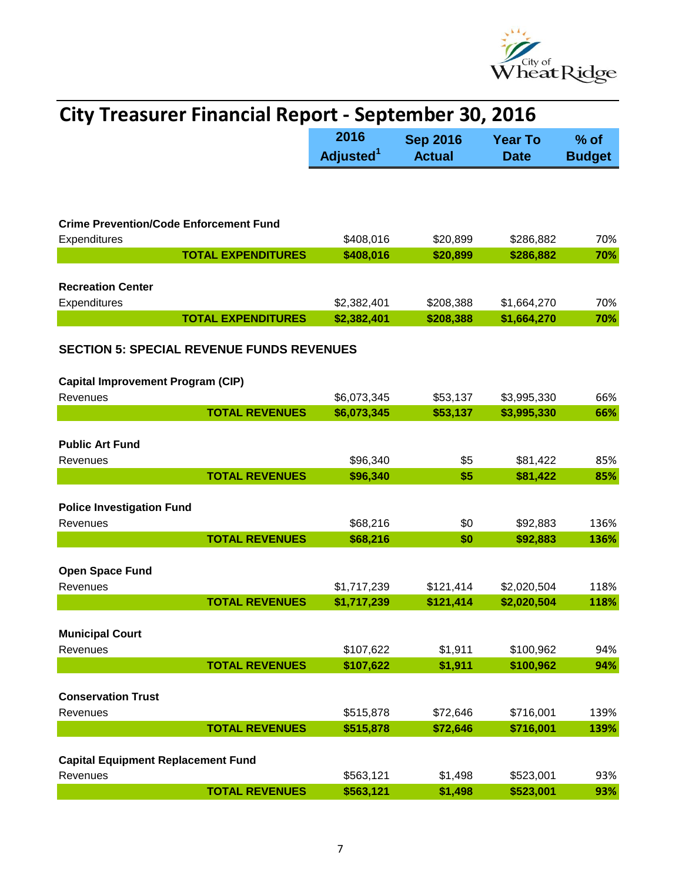# City Treasurer Financial Report - September 30, 2016

| | 2016 Adjusted[1] | Sep 2016 Actual | Year To Date | % of Budget |
|---|---|---|---|---|
| **Crime Prevention/Code Enforcement Fund** | | | | |
| Expenditures | $408,016 | $20,899 | $286,882 | 70% |
| **TOTAL EXPENDITURES** | **$408,016** | **$20,899** | **$286,882** | **70%** |
| **Recreation Center** | | | | |
| Expenditures | $2,382,401 | $208,388 | $1,664,270 | 70% |
| **TOTAL EXPENDITURES** | **$2,382,401** | **$208,388** | **$1,664,270** | **70%** |

## SECTION 5: SPECIAL REVENUE FUNDS REVENUES

| | 2016 Adjusted[1] | Sep 2016 Actual | Year To Date | % of Budget |
|---|---|---|---|---|
| **Capital Improvement Program (CIP)** | | | | |
| Revenues | $6,073,345 | $53,137 | $3,995,330 | 66% |
| **TOTAL REVENUES** | **$6,073,345** | **$53,137** | **$3,995,330** | **66%** |
| **Public Art Fund** | | | | |
| Revenues | $96,340 | $5 | $81,422 | 85% |
| **TOTAL REVENUES** | **$96,340** | **$5** | **$81,422** | **85%** |
| **Police Investigation Fund** | | | | |
| Revenues | $68,216 | $0 | $92,883 | 136% |
| **TOTAL REVENUES** | **$68,216** | **$0** | **$92,883** | **136%** |
| **Open Space Fund** | | | | |
| Revenues | $1,717,239 | $121,414 | $2,020,504 | 118% |
| **TOTAL REVENUES** | **$1,717,239** | **$121,414** | **$2,020,504** | **118%** |
| **Municipal Court** | | | | |
| Revenues | $107,622 | $1,911 | $100,962 | 94% |
| **TOTAL REVENUES** | **$107,622** | **$1,911** | **$100,962** | **94%** |
| **Conservation Trust** | | | | |
| Revenues | $515,878 | $72,646 | $716,001 | 139% |
| **TOTAL REVENUES** | **$515,878** | **$72,646** | **$716,001** | **139%** |
| **Capital Equipment Replacement Fund** | | | | |
| Revenues | $563,121 | $1,498 | $523,001 | 93% |
| **TOTAL REVENUES** | **$563,121** | **$1,498** | **$523,001** | **93%** |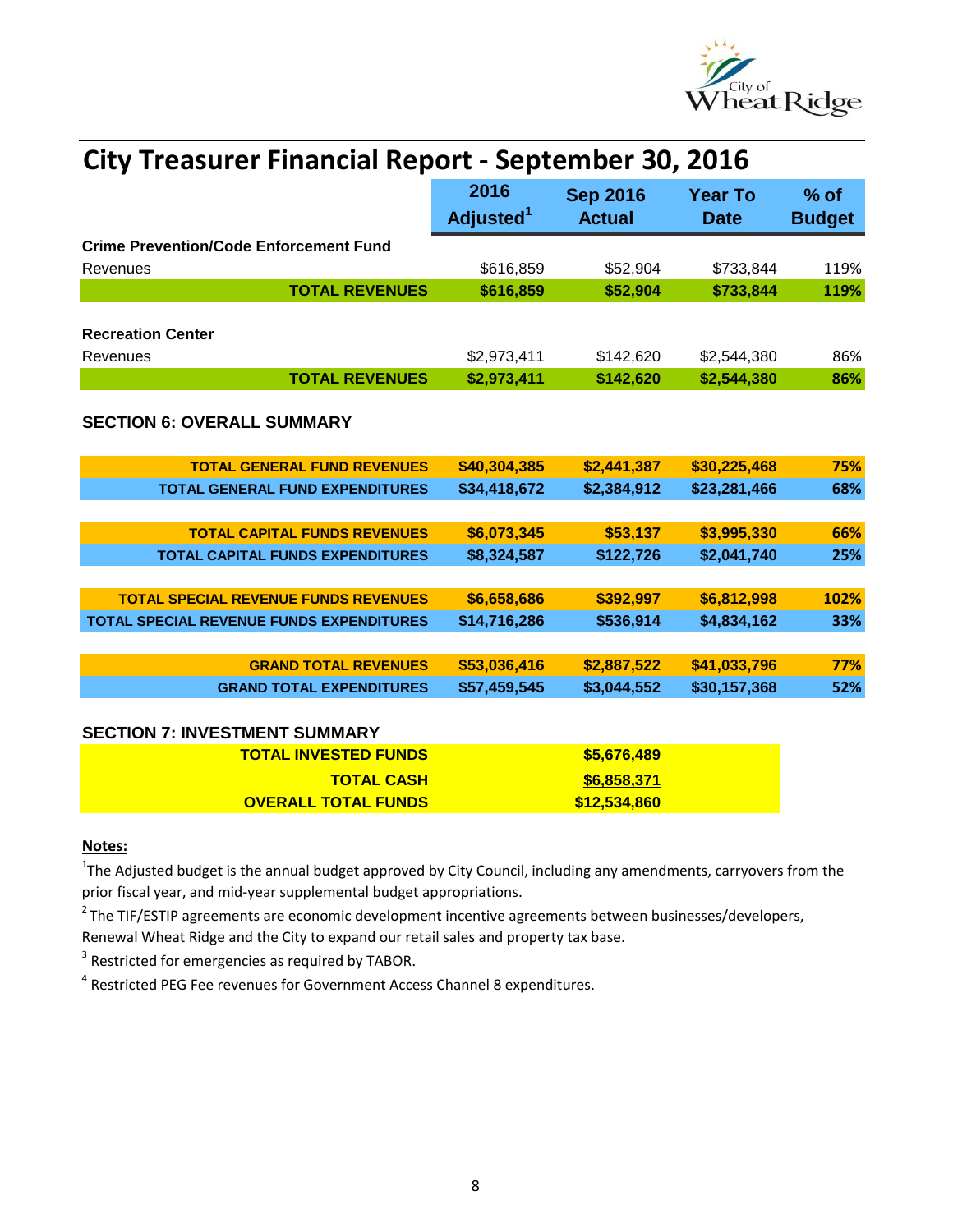# City Treasurer Financial Report - September 30, 2016

| | 2016 Adjusted[1] | Sep 2016 Actual | Year To Date | % of Budget |
|---|---|---|---|---|
| **Crime Prevention/Code Enforcement Fund** | | | | |
| Revenues | $616,859 | $52,904 | $733,844 | 119% |
| **TOTAL REVENUES** | **$616,859** | **$52,904** | **$733,844** | **119%** |
| | | | | |
| **Recreation Center** | | | | |
| Revenues | $2,973,411 | $142,620 | $2,544,380 | 86% |
| **TOTAL REVENUES** | **$2,973,411** | **$142,620** | **$2,544,380** | **86%** |

### SECTION 6: OVERALL SUMMARY

| | | | | |
|---|---|---|---|---|
| **TOTAL GENERAL FUND REVENUES** | **$40,304,385** | **$2,441,387** | **$30,225,468** | **75%** |
| **TOTAL GENERAL FUND EXPENDITURES** | **$34,418,672** | **$2,384,912** | **$23,281,466** | **68%** |
| | | | | |
| **TOTAL CAPITAL FUNDS REVENUES** | **$6,073,345** | **$53,137** | **$3,995,330** | **66%** |
| **TOTAL CAPITAL FUNDS EXPENDITURES** | **$8,324,587** | **$122,726** | **$2,041,740** | **25%** |
| | | | | |
| **TOTAL SPECIAL REVENUE FUNDS REVENUES** | **$6,658,686** | **$392,997** | **$6,812,998** | **102%** |
| **TOTAL SPECIAL REVENUE FUNDS EXPENDITURES** | **$14,716,286** | **$536,914** | **$4,834,162** | **33%** |
| | | | | |
| **GRAND TOTAL REVENUES** | **$53,036,416** | **$2,887,522** | **$41,033,796** | **77%** |
| **GRAND TOTAL EXPENDITURES** | **$57,459,545** | **$3,044,552** | **$30,157,368** | **52%** |

### SECTION 7: INVESTMENT SUMMARY

| | |
|---|---|
| **TOTAL INVESTED FUNDS** | **$5,676,489** |
| **TOTAL CASH** | **$6,858,371** |
| **OVERALL TOTAL FUNDS** | **$12,534,860** |

**Notes:**

[1]The Adjusted budget is the annual budget approved by City Council, including any amendments, carryovers from the prior fiscal year, and mid-year supplemental budget appropriations.

[2] The TIF/ESTIP agreements are economic development incentive agreements between businesses/developers, Renewal Wheat Ridge and the City to expand our retail sales and property tax base.

[3] Restricted for emergencies as required by TABOR.

[4] Restricted PEG Fee revenues for Government Access Channel 8 expenditures.